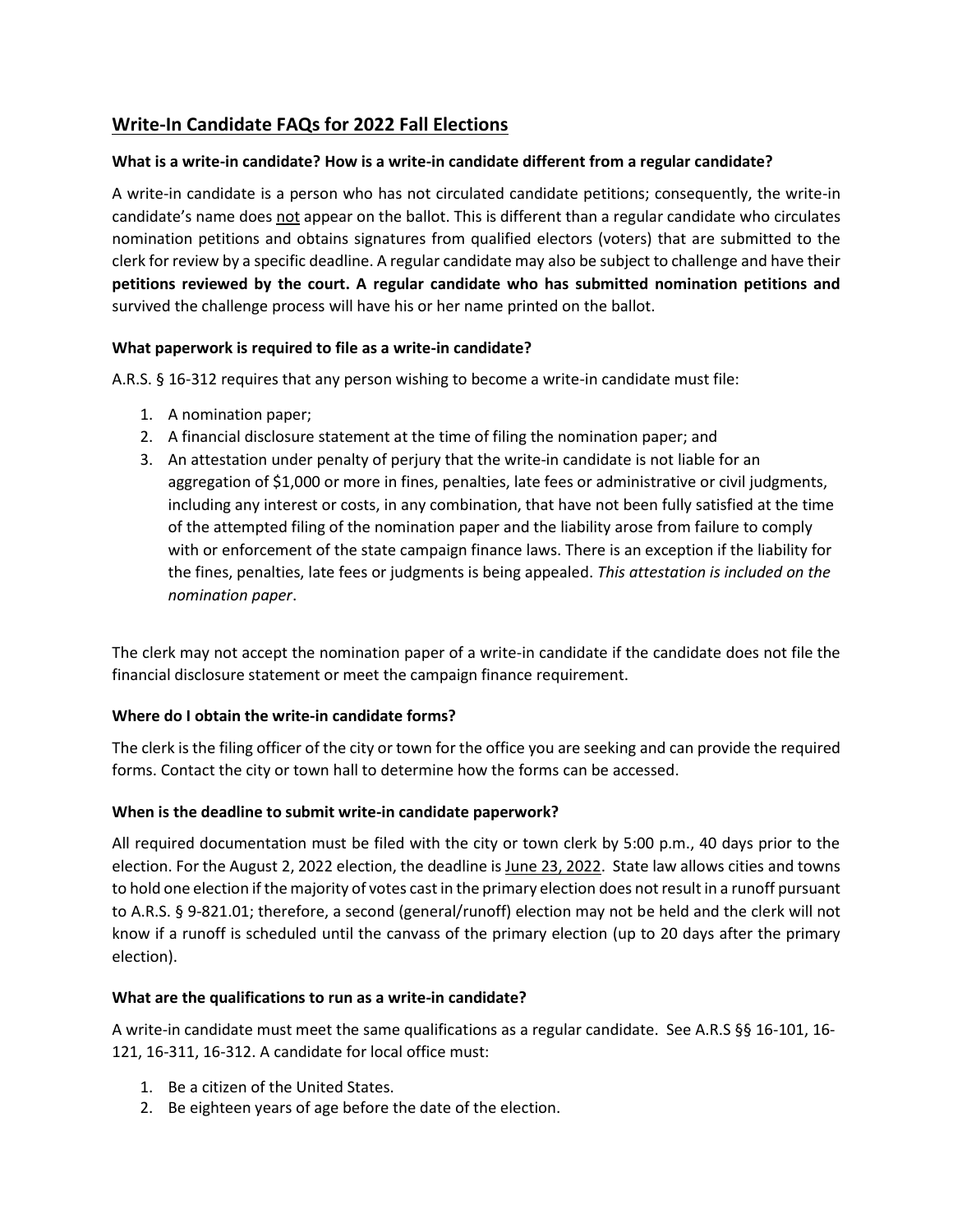# Write-In Candidate FAQs for 2022 Fall Elections

### What is a write-in candidate? How is a write-in candidate different from a regular candidate?

A write-in candidate is a person who has not circulated candidate petitions; consequently, the write-in candidate's name does not appear on the ballot. This is different than a regular candidate who circulates nomination petitions and obtains signatures from qualified electors (voters) that are submitted to the clerk for review by a specific deadline. A regular candidate may also be subject to challenge and have their **petitions reviewed by the court. A regular candidate who has submitted nomination petitions and** survived the challenge process will have his or her name printed on the ballot.

### What paperwork is required to file as a write-in candidate?

A.R.S. § 16-312 requires that any person wishing to become a write-in candidate must file:

1. A nomination paper;
2. A financial disclosure statement at the time of filing the nomination paper; and
3. An attestation under penalty of perjury that the write-in candidate is not liable for an aggregation of $1,000 or more in fines, penalties, late fees or administrative or civil judgments, including any interest or costs, in any combination, that have not been fully satisfied at the time of the attempted filing of the nomination paper and the liability arose from failure to comply with or enforcement of the state campaign finance laws. There is an exception if the liability for the fines, penalties, late fees or judgments is being appealed. *This attestation is included on the nomination paper*.

The clerk may not accept the nomination paper of a write-in candidate if the candidate does not file the financial disclosure statement or meet the campaign finance requirement.

### Where do I obtain the write-in candidate forms?

The clerk is the filing officer of the city or town for the office you are seeking and can provide the required forms. Contact the city or town hall to determine how the forms can be accessed.

### When is the deadline to submit write-in candidate paperwork?

All required documentation must be filed with the city or town clerk by 5:00 p.m., 40 days prior to the election. For the August 2, 2022 election, the deadline is June 23, 2022. State law allows cities and towns to hold one election if the majority of votes cast in the primary election does not result in a runoff pursuant to A.R.S. § 9-821.01; therefore, a second (general/runoff) election may not be held and the clerk will not know if a runoff is scheduled until the canvass of the primary election (up to 20 days after the primary election).

### What are the qualifications to run as a write-in candidate?

A write-in candidate must meet the same qualifications as a regular candidate. See A.R.S §§ 16-101, 16-121, 16-311, 16-312. A candidate for local office must:

1. Be a citizen of the United States.
2. Be eighteen years of age before the date of the election.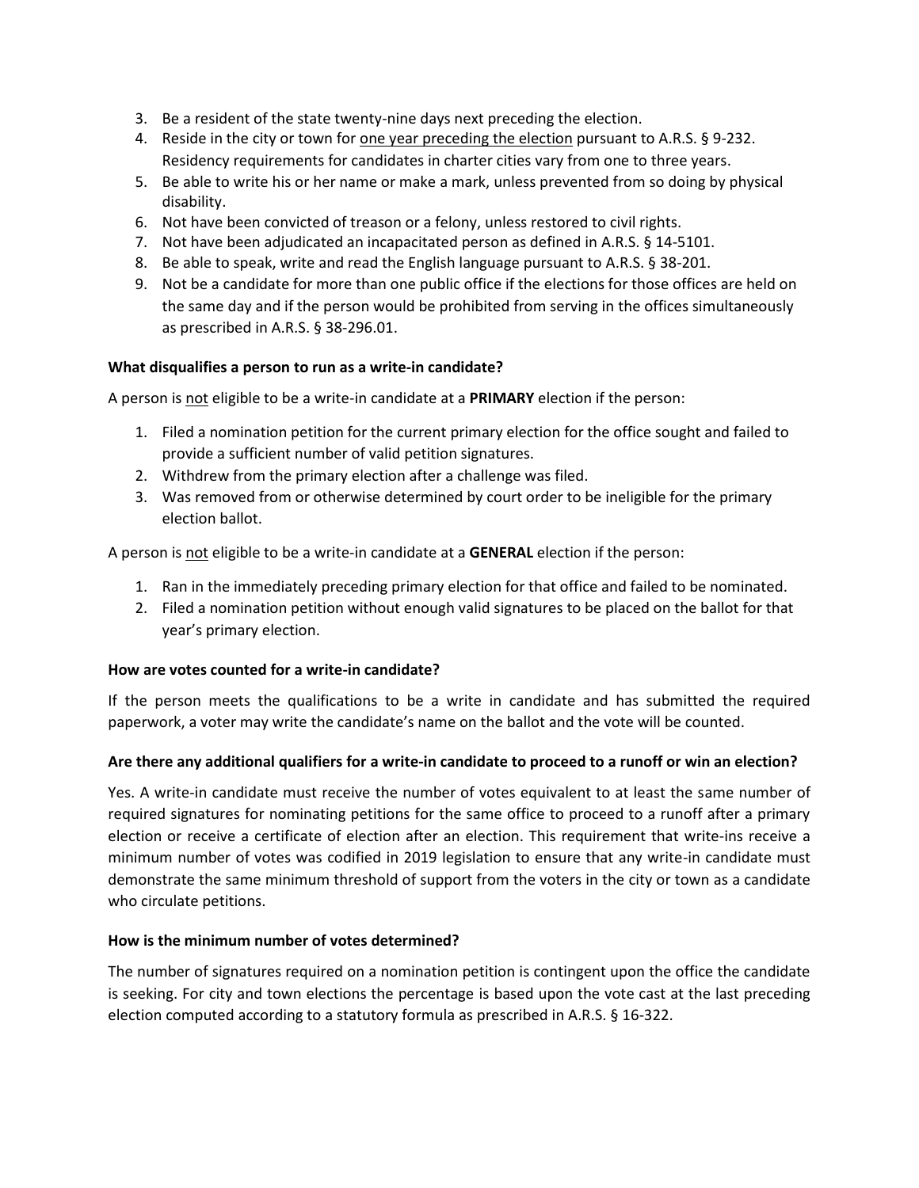3. Be a resident of the state twenty-nine days next preceding the election.
4. Reside in the city or town for one year preceding the election pursuant to A.R.S. § 9-232. Residency requirements for candidates in charter cities vary from one to three years.
5. Be able to write his or her name or make a mark, unless prevented from so doing by physical disability.
6. Not have been convicted of treason or a felony, unless restored to civil rights.
7. Not have been adjudicated an incapacitated person as defined in A.R.S. § 14-5101.
8. Be able to speak, write and read the English language pursuant to A.R.S. § 38-201.
9. Not be a candidate for more than one public office if the elections for those offices are held on the same day and if the person would be prohibited from serving in the offices simultaneously as prescribed in A.R.S. § 38-296.01.

**What disqualifies a person to run as a write-in candidate?**

A person is not eligible to be a write-in candidate at a **PRIMARY** election if the person:

1. Filed a nomination petition for the current primary election for the office sought and failed to provide a sufficient number of valid petition signatures.
2. Withdrew from the primary election after a challenge was filed.
3. Was removed from or otherwise determined by court order to be ineligible for the primary election ballot.

A person is not eligible to be a write-in candidate at a **GENERAL** election if the person:

1. Ran in the immediately preceding primary election for that office and failed to be nominated.
2. Filed a nomination petition without enough valid signatures to be placed on the ballot for that year's primary election.

**How are votes counted for a write-in candidate?**

If the person meets the qualifications to be a write in candidate and has submitted the required paperwork, a voter may write the candidate's name on the ballot and the vote will be counted.

**Are there any additional qualifiers for a write-in candidate to proceed to a runoff or win an election?**

Yes. A write-in candidate must receive the number of votes equivalent to at least the same number of required signatures for nominating petitions for the same office to proceed to a runoff after a primary election or receive a certificate of election after an election. This requirement that write-ins receive a minimum number of votes was codified in 2019 legislation to ensure that any write-in candidate must demonstrate the same minimum threshold of support from the voters in the city or town as a candidate who circulate petitions.

**How is the minimum number of votes determined?**

The number of signatures required on a nomination petition is contingent upon the office the candidate is seeking. For city and town elections the percentage is based upon the vote cast at the last preceding election computed according to a statutory formula as prescribed in A.R.S. § 16-322.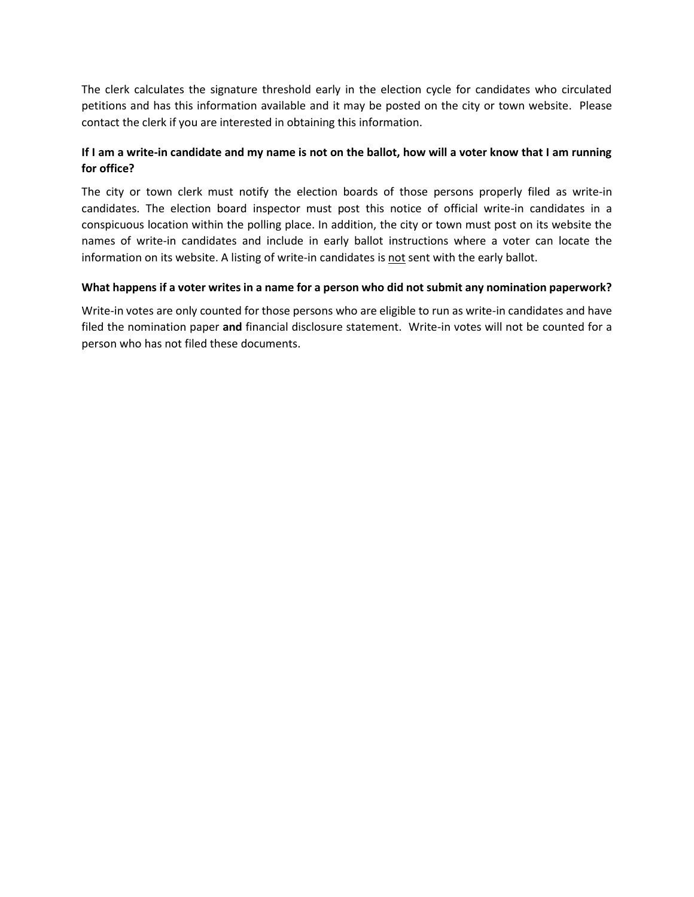The clerk calculates the signature threshold early in the election cycle for candidates who circulated petitions and has this information available and it may be posted on the city or town website. Please contact the clerk if you are interested in obtaining this information.

**If I am a write-in candidate and my name is not on the ballot, how will a voter know that I am running for office?**

The city or town clerk must notify the election boards of those persons properly filed as write-in candidates. The election board inspector must post this notice of official write-in candidates in a conspicuous location within the polling place. In addition, the city or town must post on its website the names of write-in candidates and include in early ballot instructions where a voter can locate the information on its website. A listing of write-in candidates is <u>not</u> sent with the early ballot.

**What happens if a voter writes in a name for a person who did not submit any nomination paperwork?**

Write-in votes are only counted for those persons who are eligible to run as write-in candidates and have filed the nomination paper **and** financial disclosure statement. Write-in votes will not be counted for a person who has not filed these documents.